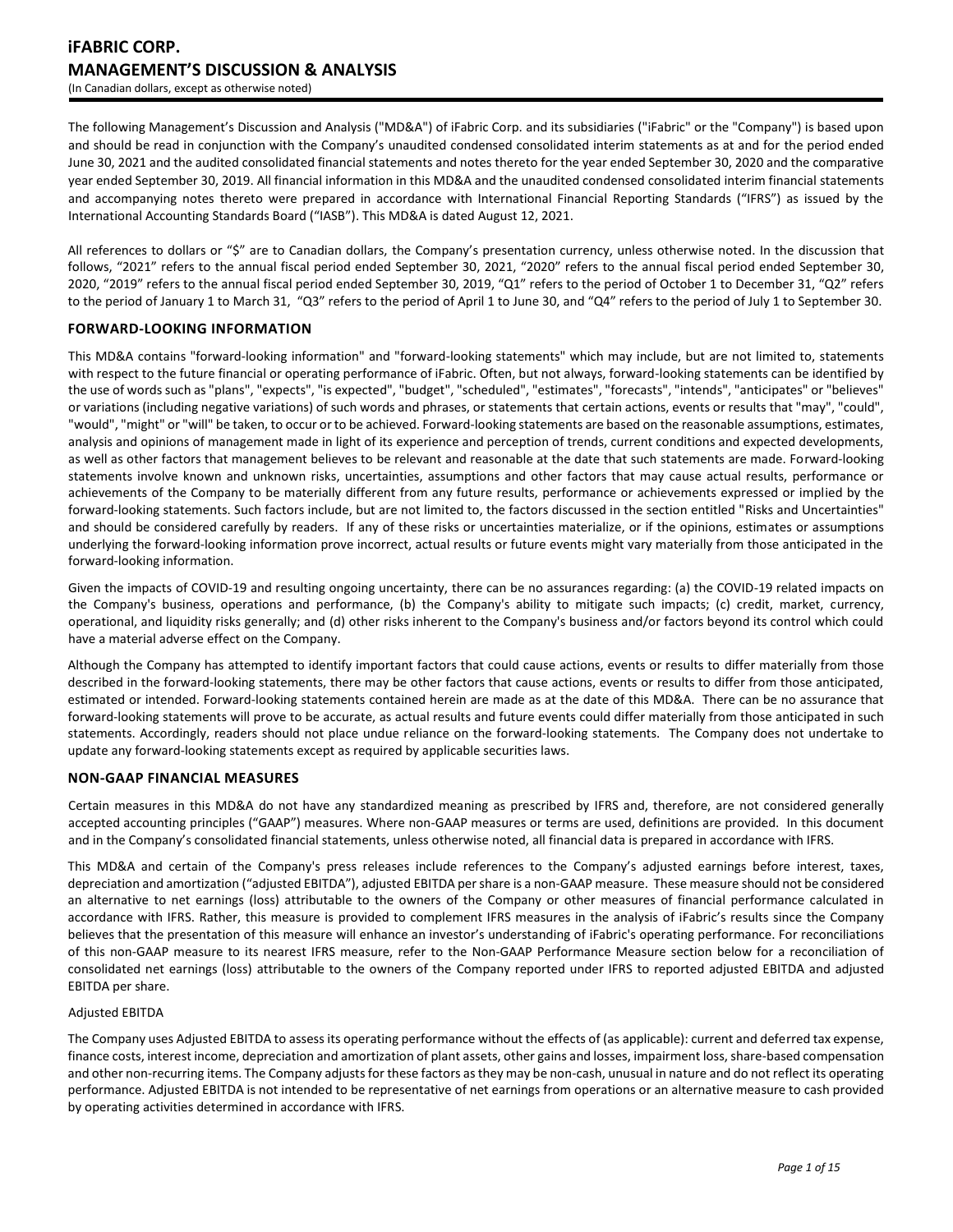# iFABRIC CORP.
# MANAGEMENT'S DISCUSSION & ANALYSIS

(In Canadian dollars, except as otherwise noted)

The following Management's Discussion and Analysis ("MD&A") of iFabric Corp. and its subsidiaries ("iFabric" or the "Company") is based upon and should be read in conjunction with the Company's unaudited condensed consolidated interim statements as at and for the period ended June 30, 2021 and the audited consolidated financial statements and notes thereto for the year ended September 30, 2020 and the comparative year ended September 30, 2019. All financial information in this MD&A and the unaudited condensed consolidated interim financial statements and accompanying notes thereto were prepared in accordance with International Financial Reporting Standards ("IFRS") as issued by the International Accounting Standards Board ("IASB"). This MD&A is dated August 12, 2021.

All references to dollars or "$" are to Canadian dollars, the Company's presentation currency, unless otherwise noted. In the discussion that follows, "2021" refers to the annual fiscal period ended September 30, 2021, "2020" refers to the annual fiscal period ended September 30, 2020, "2019" refers to the annual fiscal period ended September 30, 2019, "Q1" refers to the period of October 1 to December 31, "Q2" refers to the period of January 1 to March 31, "Q3" refers to the period of April 1 to June 30, and "Q4" refers to the period of July 1 to September 30.

## FORWARD-LOOKING INFORMATION

This MD&A contains "forward-looking information" and "forward-looking statements" which may include, but are not limited to, statements with respect to the future financial or operating performance of iFabric. Often, but not always, forward-looking statements can be identified by the use of words such as "plans", "expects", "is expected", "budget", "scheduled", "estimates", "forecasts", "intends", "anticipates" or "believes" or variations (including negative variations) of such words and phrases, or statements that certain actions, events or results that "may", "could", "would", "might" or "will" be taken, to occur or to be achieved. Forward-looking statements are based on the reasonable assumptions, estimates, analysis and opinions of management made in light of its experience and perception of trends, current conditions and expected developments, as well as other factors that management believes to be relevant and reasonable at the date that such statements are made. Forward-looking statements involve known and unknown risks, uncertainties, assumptions and other factors that may cause actual results, performance or achievements of the Company to be materially different from any future results, performance or achievements expressed or implied by the forward-looking statements. Such factors include, but are not limited to, the factors discussed in the section entitled "Risks and Uncertainties" and should be considered carefully by readers. If any of these risks or uncertainties materialize, or if the opinions, estimates or assumptions underlying the forward-looking information prove incorrect, actual results or future events might vary materially from those anticipated in the forward-looking information.

Given the impacts of COVID-19 and resulting ongoing uncertainty, there can be no assurances regarding: (a) the COVID-19 related impacts on the Company's business, operations and performance, (b) the Company's ability to mitigate such impacts; (c) credit, market, currency, operational, and liquidity risks generally; and (d) other risks inherent to the Company's business and/or factors beyond its control which could have a material adverse effect on the Company.

Although the Company has attempted to identify important factors that could cause actions, events or results to differ materially from those described in the forward-looking statements, there may be other factors that cause actions, events or results to differ from those anticipated, estimated or intended. Forward-looking statements contained herein are made as at the date of this MD&A. There can be no assurance that forward-looking statements will prove to be accurate, as actual results and future events could differ materially from those anticipated in such statements. Accordingly, readers should not place undue reliance on the forward-looking statements. The Company does not undertake to update any forward-looking statements except as required by applicable securities laws.

## NON-GAAP FINANCIAL MEASURES

Certain measures in this MD&A do not have any standardized meaning as prescribed by IFRS and, therefore, are not considered generally accepted accounting principles ("GAAP") measures. Where non-GAAP measures or terms are used, definitions are provided. In this document and in the Company's consolidated financial statements, unless otherwise noted, all financial data is prepared in accordance with IFRS.

This MD&A and certain of the Company's press releases include references to the Company's adjusted earnings before interest, taxes, depreciation and amortization ("adjusted EBITDA"), adjusted EBITDA per share is a non-GAAP measure. These measure should not be considered an alternative to net earnings (loss) attributable to the owners of the Company or other measures of financial performance calculated in accordance with IFRS. Rather, this measure is provided to complement IFRS measures in the analysis of iFabric's results since the Company believes that the presentation of this measure will enhance an investor's understanding of iFabric's operating performance. For reconciliations of this non-GAAP measure to its nearest IFRS measure, refer to the Non-GAAP Performance Measure section below for a reconciliation of consolidated net earnings (loss) attributable to the owners of the Company reported under IFRS to reported adjusted EBITDA and adjusted EBITDA per share.

Adjusted EBITDA

The Company uses Adjusted EBITDA to assess its operating performance without the effects of (as applicable): current and deferred tax expense, finance costs, interest income, depreciation and amortization of plant assets, other gains and losses, impairment loss, share-based compensation and other non-recurring items. The Company adjusts for these factors as they may be non-cash, unusual in nature and do not reflect its operating performance. Adjusted EBITDA is not intended to be representative of net earnings from operations or an alternative measure to cash provided by operating activities determined in accordance with IFRS.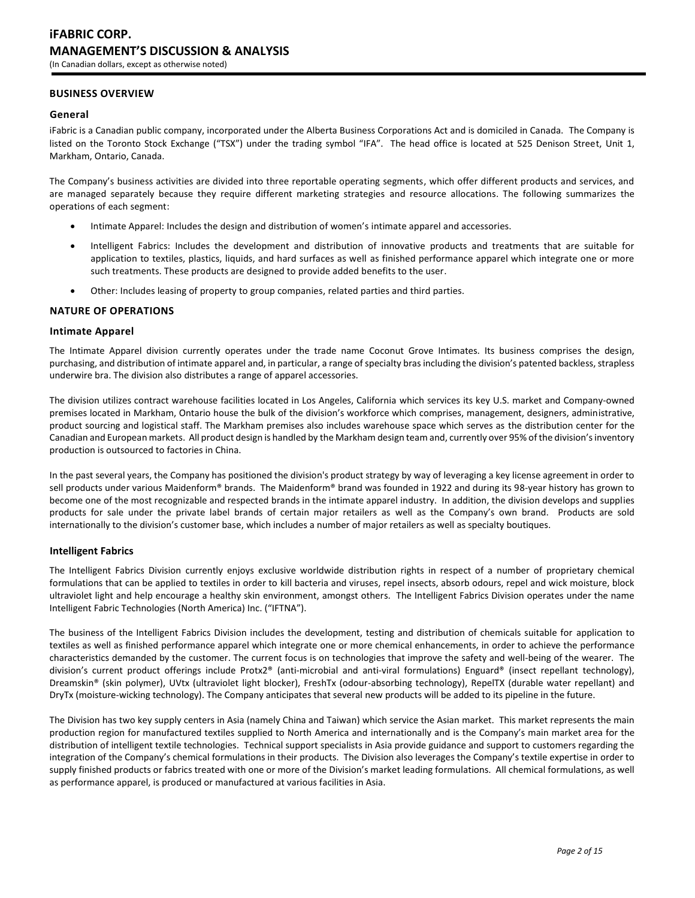## BUSINESS OVERVIEW

### General

iFabric is a Canadian public company, incorporated under the Alberta Business Corporations Act and is domiciled in Canada. The Company is listed on the Toronto Stock Exchange ("TSX") under the trading symbol "IFA". The head office is located at 525 Denison Street, Unit 1, Markham, Ontario, Canada.

The Company's business activities are divided into three reportable operating segments, which offer different products and services, and are managed separately because they require different marketing strategies and resource allocations. The following summarizes the operations of each segment:

- Intimate Apparel: Includes the design and distribution of women's intimate apparel and accessories.
- Intelligent Fabrics: Includes the development and distribution of innovative products and treatments that are suitable for application to textiles, plastics, liquids, and hard surfaces as well as finished performance apparel which integrate one or more such treatments. These products are designed to provide added benefits to the user.
- Other: Includes leasing of property to group companies, related parties and third parties.

## NATURE OF OPERATIONS

### Intimate Apparel

The Intimate Apparel division currently operates under the trade name Coconut Grove Intimates. Its business comprises the design, purchasing, and distribution of intimate apparel and, in particular, a range of specialty bras including the division's patented backless, strapless underwire bra. The division also distributes a range of apparel accessories.

The division utilizes contract warehouse facilities located in Los Angeles, California which services its key U.S. market and Company-owned premises located in Markham, Ontario house the bulk of the division's workforce which comprises, management, designers, administrative, product sourcing and logistical staff. The Markham premises also includes warehouse space which serves as the distribution center for the Canadian and European markets. All product design is handled by the Markham design team and, currently over 95% of the division's inventory production is outsourced to factories in China.

In the past several years, the Company has positioned the division's product strategy by way of leveraging a key license agreement in order to sell products under various Maidenform® brands. The Maidenform® brand was founded in 1922 and during its 98-year history has grown to become one of the most recognizable and respected brands in the intimate apparel industry. In addition, the division develops and supplies products for sale under the private label brands of certain major retailers as well as the Company's own brand. Products are sold internationally to the division's customer base, which includes a number of major retailers as well as specialty boutiques.

### Intelligent Fabrics

The Intelligent Fabrics Division currently enjoys exclusive worldwide distribution rights in respect of a number of proprietary chemical formulations that can be applied to textiles in order to kill bacteria and viruses, repel insects, absorb odours, repel and wick moisture, block ultraviolet light and help encourage a healthy skin environment, amongst others. The Intelligent Fabrics Division operates under the name Intelligent Fabric Technologies (North America) Inc. ("IFTNA").

The business of the Intelligent Fabrics Division includes the development, testing and distribution of chemicals suitable for application to textiles as well as finished performance apparel which integrate one or more chemical enhancements, in order to achieve the performance characteristics demanded by the customer. The current focus is on technologies that improve the safety and well-being of the wearer. The division's current product offerings include Protx2® (anti-microbial and anti-viral formulations) Enguard® (insect repellant technology), Dreamskin® (skin polymer), UVtx (ultraviolet light blocker), FreshTx (odour-absorbing technology), RepelTX (durable water repellant) and DryTx (moisture-wicking technology). The Company anticipates that several new products will be added to its pipeline in the future.

The Division has two key supply centers in Asia (namely China and Taiwan) which service the Asian market. This market represents the main production region for manufactured textiles supplied to North America and internationally and is the Company's main market area for the distribution of intelligent textile technologies. Technical support specialists in Asia provide guidance and support to customers regarding the integration of the Company's chemical formulations in their products. The Division also leverages the Company's textile expertise in order to supply finished products or fabrics treated with one or more of the Division's market leading formulations. All chemical formulations, as well as performance apparel, is produced or manufactured at various facilities in Asia.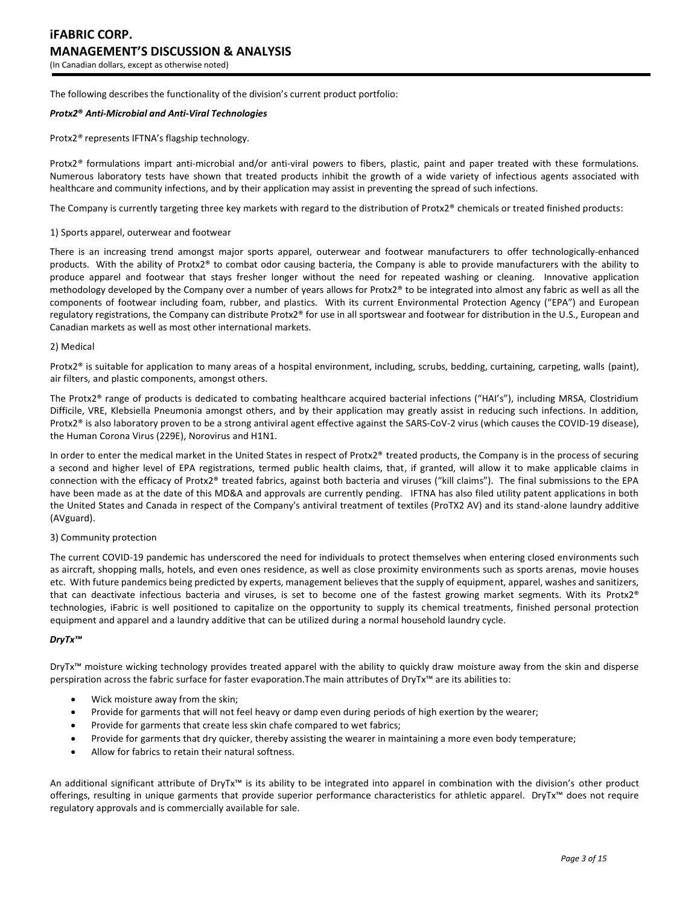The following describes the functionality of the division's current product portfolio:

***Protx2® Anti-Microbial and Anti-Viral Technologies***

Protx2® represents IFTNA's flagship technology.

Protx2® formulations impart anti-microbial and/or anti-viral powers to fibers, plastic, paint and paper treated with these formulations. Numerous laboratory tests have shown that treated products inhibit the growth of a wide variety of infectious agents associated with healthcare and community infections, and by their application may assist in preventing the spread of such infections.

The Company is currently targeting three key markets with regard to the distribution of Protx2® chemicals or treated finished products:

1) Sports apparel, outerwear and footwear

There is an increasing trend amongst major sports apparel, outerwear and footwear manufacturers to offer technologically-enhanced products. With the ability of Protx2® to combat odor causing bacteria, the Company is able to provide manufacturers with the ability to produce apparel and footwear that stays fresher longer without the need for repeated washing or cleaning. Innovative application methodology developed by the Company over a number of years allows for Protx2® to be integrated into almost any fabric as well as all the components of footwear including foam, rubber, and plastics. With its current Environmental Protection Agency ("EPA") and European regulatory registrations, the Company can distribute Protx2® for use in all sportswear and footwear for distribution in the U.S., European and Canadian markets as well as most other international markets.

2) Medical

Protx2® is suitable for application to many areas of a hospital environment, including, scrubs, bedding, curtaining, carpeting, walls (paint), air filters, and plastic components, amongst others.

The Protx2® range of products is dedicated to combating healthcare acquired bacterial infections ("HAI's"), including MRSA, Clostridium Difficile, VRE, Klebsiella Pneumonia amongst others, and by their application may greatly assist in reducing such infections. In addition, Protx2® is also laboratory proven to be a strong antiviral agent effective against the SARS-CoV-2 virus (which causes the COVID-19 disease), the Human Corona Virus (229E), Norovirus and H1N1.

In order to enter the medical market in the United States in respect of Protx2® treated products, the Company is in the process of securing a second and higher level of EPA registrations, termed public health claims, that, if granted, will allow it to make applicable claims in connection with the efficacy of Protx2® treated fabrics, against both bacteria and viruses ("kill claims"). The final submissions to the EPA have been made as at the date of this MD&A and approvals are currently pending. IFTNA has also filed utility patent applications in both the United States and Canada in respect of the Company's antiviral treatment of textiles (ProTX2 AV) and its stand-alone laundry additive (AVguard).

3) Community protection

The current COVID-19 pandemic has underscored the need for individuals to protect themselves when entering closed environments such as aircraft, shopping malls, hotels, and even ones residence, as well as close proximity environments such as sports arenas, movie houses etc. With future pandemics being predicted by experts, management believes that the supply of equipment, apparel, washes and sanitizers, that can deactivate infectious bacteria and viruses, is set to become one of the fastest growing market segments. With its Protx2® technologies, iFabric is well positioned to capitalize on the opportunity to supply its chemical treatments, finished personal protection equipment and apparel and a laundry additive that can be utilized during a normal household laundry cycle.

***DryTx™***

DryTx™ moisture wicking technology provides treated apparel with the ability to quickly draw moisture away from the skin and disperse perspiration across the fabric surface for faster evaporation.The main attributes of DryTx™ are its abilities to:

- Wick moisture away from the skin;
- Provide for garments that will not feel heavy or damp even during periods of high exertion by the wearer;
- Provide for garments that create less skin chafe compared to wet fabrics;
- Provide for garments that dry quicker, thereby assisting the wearer in maintaining a more even body temperature;
- Allow for fabrics to retain their natural softness.

An additional significant attribute of DryTx™ is its ability to be integrated into apparel in combination with the division's other product offerings, resulting in unique garments that provide superior performance characteristics for athletic apparel. DryTx™ does not require regulatory approvals and is commercially available for sale.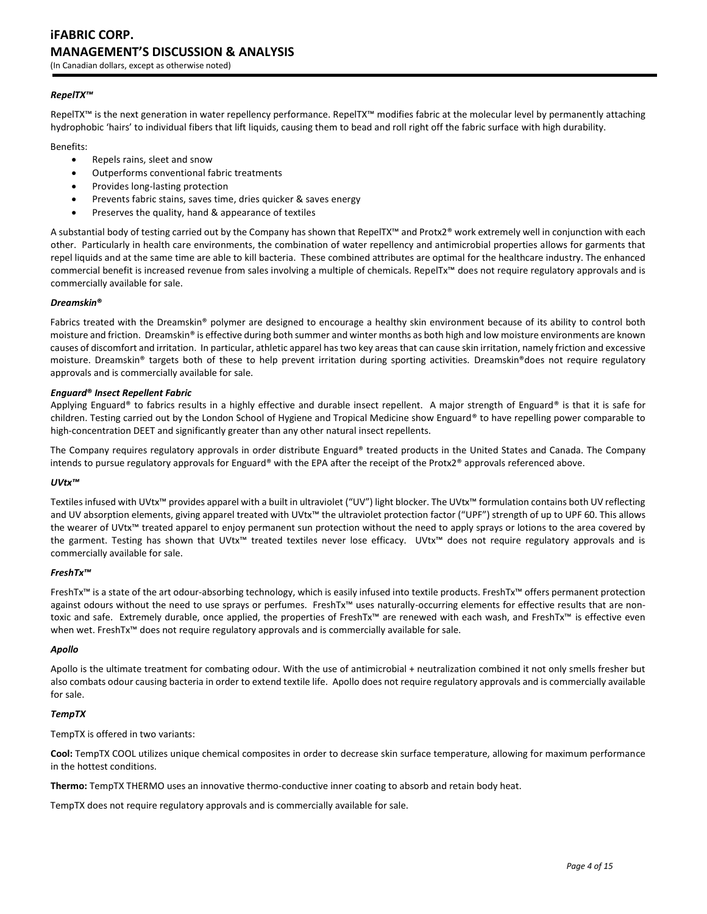### *RepelTX™*

RepelTX™ is the next generation in water repellency performance. RepelTX™ modifies fabric at the molecular level by permanently attaching hydrophobic 'hairs' to individual fibers that lift liquids, causing them to bead and roll right off the fabric surface with high durability.

Benefits:

- Repels rains, sleet and snow
- Outperforms conventional fabric treatments
- Provides long-lasting protection
- Prevents fabric stains, saves time, dries quicker & saves energy
- Preserves the quality, hand & appearance of textiles

A substantial body of testing carried out by the Company has shown that RepelTX™ and Protx2® work extremely well in conjunction with each other. Particularly in health care environments, the combination of water repellency and antimicrobial properties allows for garments that repel liquids and at the same time are able to kill bacteria. These combined attributes are optimal for the healthcare industry. The enhanced commercial benefit is increased revenue from sales involving a multiple of chemicals. RepelTx™ does not require regulatory approvals and is commercially available for sale.

### *Dreamskin®*

Fabrics treated with the Dreamskin® polymer are designed to encourage a healthy skin environment because of its ability to control both moisture and friction. Dreamskin® is effective during both summer and winter months as both high and low moisture environments are known causes of discomfort and irritation. In particular, athletic apparel has two key areas that can cause skin irritation, namely friction and excessive moisture. Dreamskin® targets both of these to help prevent irritation during sporting activities. Dreamskin®does not require regulatory approvals and is commercially available for sale.

### *Enguard® Insect Repellent Fabric*

Applying Enguard® to fabrics results in a highly effective and durable insect repellent. A major strength of Enguard® is that it is safe for children. Testing carried out by the London School of Hygiene and Tropical Medicine show Enguard® to have repelling power comparable to high-concentration DEET and significantly greater than any other natural insect repellents.

The Company requires regulatory approvals in order distribute Enguard® treated products in the United States and Canada. The Company intends to pursue regulatory approvals for Enguard® with the EPA after the receipt of the Protx2® approvals referenced above.

### *UVtx™*

Textiles infused with UVtx™ provides apparel with a built in ultraviolet ("UV") light blocker. The UVtx™ formulation contains both UV reflecting and UV absorption elements, giving apparel treated with UVtx™ the ultraviolet protection factor ("UPF") strength of up to UPF 60. This allows the wearer of UVtx™ treated apparel to enjoy permanent sun protection without the need to apply sprays or lotions to the area covered by the garment. Testing has shown that UVtx™ treated textiles never lose efficacy. UVtx™ does not require regulatory approvals and is commercially available for sale.

### *FreshTx™*

FreshTx™ is a state of the art odour-absorbing technology, which is easily infused into textile products. FreshTx™ offers permanent protection against odours without the need to use sprays or perfumes. FreshTx™ uses naturally-occurring elements for effective results that are non-toxic and safe. Extremely durable, once applied, the properties of FreshTx™ are renewed with each wash, and FreshTx™ is effective even when wet. FreshTx™ does not require regulatory approvals and is commercially available for sale.

### *Apollo*

Apollo is the ultimate treatment for combating odour. With the use of antimicrobial + neutralization combined it not only smells fresher but also combats odour causing bacteria in order to extend textile life. Apollo does not require regulatory approvals and is commercially available for sale.

### *TempTX*

TempTX is offered in two variants:

**Cool:** TempTX COOL utilizes unique chemical composites in order to decrease skin surface temperature, allowing for maximum performance in the hottest conditions.

**Thermo:** TempTX THERMO uses an innovative thermo-conductive inner coating to absorb and retain body heat.

TempTX does not require regulatory approvals and is commercially available for sale.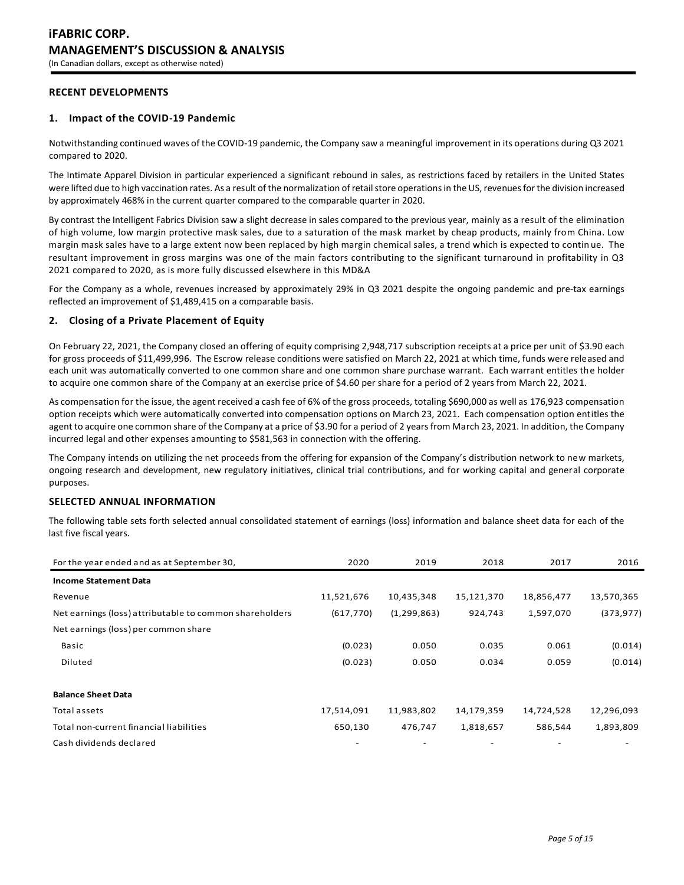# iFABRIC CORP.
# MANAGEMENT'S DISCUSSION & ANALYSIS

(In Canadian dollars, except as otherwise noted)

## RECENT DEVELOPMENTS

### 1. Impact of the COVID-19 Pandemic

Notwithstanding continued waves of the COVID-19 pandemic, the Company saw a meaningful improvement in its operations during Q3 2021 compared to 2020.

The Intimate Apparel Division in particular experienced a significant rebound in sales, as restrictions faced by retailers in the United States were lifted due to high vaccination rates. As a result of the normalization of retail store operations in the US, revenues for the division increased by approximately 468% in the current quarter compared to the comparable quarter in 2020.

By contrast the Intelligent Fabrics Division saw a slight decrease in sales compared to the previous year, mainly as a result of the elimination of high volume, low margin protective mask sales, due to a saturation of the mask market by cheap products, mainly from China. Low margin mask sales have to a large extent now been replaced by high margin chemical sales, a trend which is expected to continue. The resultant improvement in gross margins was one of the main factors contributing to the significant turnaround in profitability in Q3 2021 compared to 2020, as is more fully discussed elsewhere in this MD&A

For the Company as a whole, revenues increased by approximately 29% in Q3 2021 despite the ongoing pandemic and pre-tax earnings reflected an improvement of $1,489,415 on a comparable basis.

### 2. Closing of a Private Placement of Equity

On February 22, 2021, the Company closed an offering of equity comprising 2,948,717 subscription receipts at a price per unit of $3.90 each for gross proceeds of $11,499,996. The Escrow release conditions were satisfied on March 22, 2021 at which time, funds were released and each unit was automatically converted to one common share and one common share purchase warrant. Each warrant entitles the holder to acquire one common share of the Company at an exercise price of $4.60 per share for a period of 2 years from March 22, 2021.

As compensation for the issue, the agent received a cash fee of 6% of the gross proceeds, totaling $690,000 as well as 176,923 compensation option receipts which were automatically converted into compensation options on March 23, 2021. Each compensation option entitles the agent to acquire one common share of the Company at a price of $3.90 for a period of 2 years from March 23, 2021. In addition, the Company incurred legal and other expenses amounting to $581,563 in connection with the offering.

The Company intends on utilizing the net proceeds from the offering for expansion of the Company's distribution network to new markets, ongoing research and development, new regulatory initiatives, clinical trial contributions, and for working capital and general corporate purposes.

## SELECTED ANNUAL INFORMATION

The following table sets forth selected annual consolidated statement of earnings (loss) information and balance sheet data for each of the last five fiscal years.

| For the year ended and as at September 30, | 2020 | 2019 | 2018 | 2017 | 2016 |
|---|---|---|---|---|---|
| **Income Statement Data** | | | | | |
| Revenue | 11,521,676 | 10,435,348 | 15,121,370 | 18,856,477 | 13,570,365 |
| Net earnings (loss) attributable to common shareholders | (617,770) | (1,299,863) | 924,743 | 1,597,070 | (373,977) |
| Net earnings (loss) per common share | | | | | |
| Basic | (0.023) | 0.050 | 0.035 | 0.061 | (0.014) |
| Diluted | (0.023) | 0.050 | 0.034 | 0.059 | (0.014) |
| | | | | | |
| **Balance Sheet Data** | | | | | |
| Total assets | 17,514,091 | 11,983,802 | 14,179,359 | 14,724,528 | 12,296,093 |
| Total non-current financial liabilities | 650,130 | 476,747 | 1,818,657 | 586,544 | 1,893,809 |
| Cash dividends declared | - | - | - | - | - |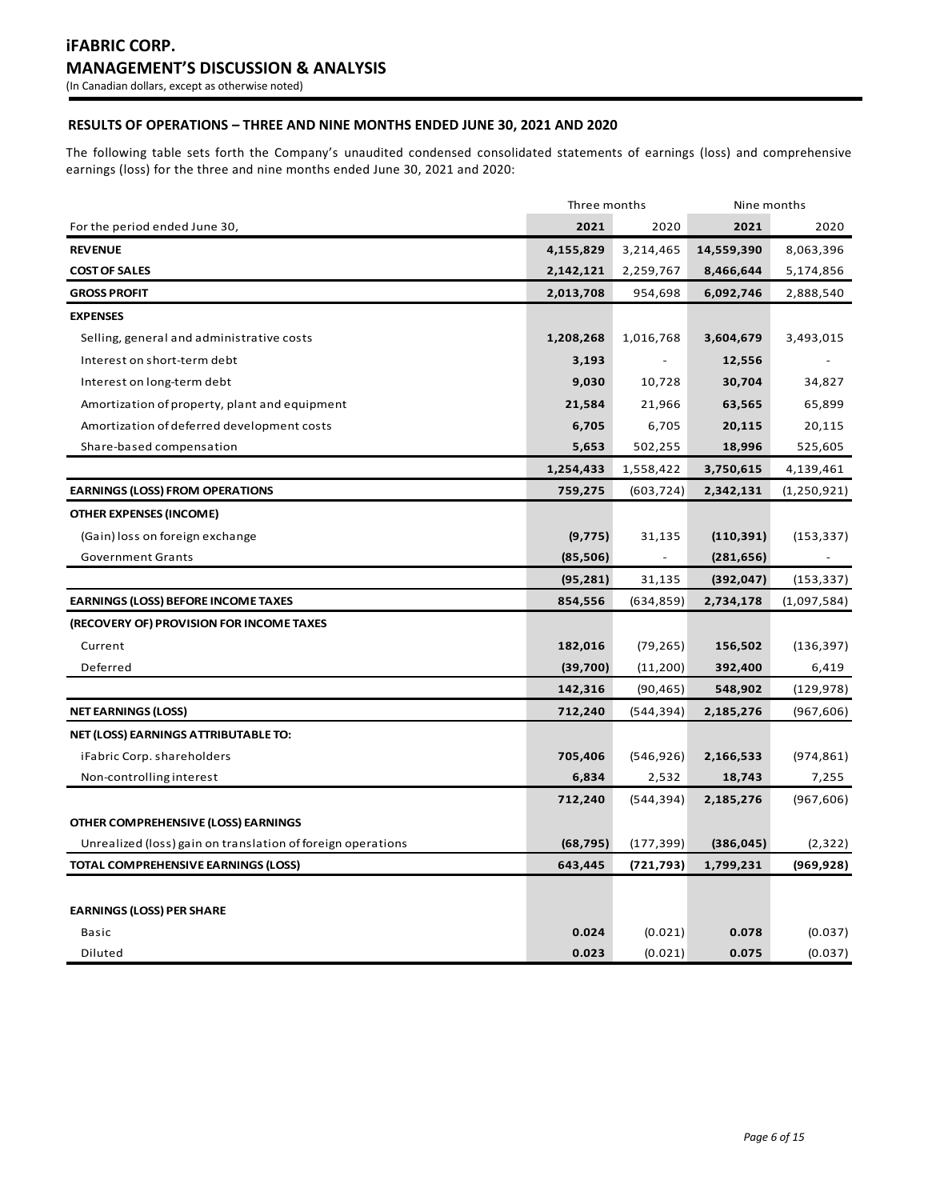## RESULTS OF OPERATIONS – THREE AND NINE MONTHS ENDED JUNE 30, 2021 AND 2020

The following table sets forth the Company's unaudited condensed consolidated statements of earnings (loss) and comprehensive earnings (loss) for the three and nine months ended June 30, 2021 and 2020:

| | Three months | | Nine months | |
|---|---|---|---|---|
| For the period ended June 30, | **2021** | 2020 | **2021** | 2020 |
| **REVENUE** | **4,155,829** | 3,214,465 | **14,559,390** | 8,063,396 |
| **COST OF SALES** | **2,142,121** | 2,259,767 | **8,466,644** | 5,174,856 |
| **GROSS PROFIT** | **2,013,708** | 954,698 | **6,092,746** | 2,888,540 |
| **EXPENSES** | | | | |
| Selling, general and administrative costs | **1,208,268** | 1,016,768 | **3,604,679** | 3,493,015 |
| Interest on short-term debt | **3,193** | - | **12,556** | - |
| Interest on long-term debt | **9,030** | 10,728 | **30,704** | 34,827 |
| Amortization of property, plant and equipment | **21,584** | 21,966 | **63,565** | 65,899 |
| Amortization of deferred development costs | **6,705** | 6,705 | **20,115** | 20,115 |
| Share-based compensation | **5,653** | 502,255 | **18,996** | 525,605 |
| | **1,254,433** | 1,558,422 | **3,750,615** | 4,139,461 |
| **EARNINGS (LOSS) FROM OPERATIONS** | **759,275** | (603,724) | **2,342,131** | (1,250,921) |
| **OTHER EXPENSES (INCOME)** | | | | |
| (Gain) loss on foreign exchange | **(9,775)** | 31,135 | **(110,391)** | (153,337) |
| Government Grants | **(85,506)** | - | **(281,656)** | - |
| | **(95,281)** | 31,135 | **(392,047)** | (153,337) |
| **EARNINGS (LOSS) BEFORE INCOME TAXES** | **854,556** | (634,859) | **2,734,178** | (1,097,584) |
| **(RECOVERY OF) PROVISION FOR INCOME TAXES** | | | | |
| Current | **182,016** | (79,265) | **156,502** | (136,397) |
| Deferred | **(39,700)** | (11,200) | **392,400** | 6,419 |
| | **142,316** | (90,465) | **548,902** | (129,978) |
| **NET EARNINGS (LOSS)** | **712,240** | (544,394) | **2,185,276** | (967,606) |
| **NET (LOSS) EARNINGS ATTRIBUTABLE TO:** | | | | |
| iFabric Corp. shareholders | **705,406** | (546,926) | **2,166,533** | (974,861) |
| Non-controlling interest | **6,834** | 2,532 | **18,743** | 7,255 |
| | **712,240** | (544,394) | **2,185,276** | (967,606) |
| **OTHER COMPREHENSIVE (LOSS) EARNINGS** | | | | |
| Unrealized (loss) gain on translation of foreign operations | **(68,795)** | (177,399) | **(386,045)** | (2,322) |
| **TOTAL COMPREHENSIVE EARNINGS (LOSS)** | **643,445** | **(721,793)** | **1,799,231** | **(969,928)** |
| | | | | |
| **EARNINGS (LOSS) PER SHARE** | | | | |
| Basic | **0.024** | (0.021) | **0.078** | (0.037) |
| Diluted | **0.023** | (0.021) | **0.075** | (0.037) |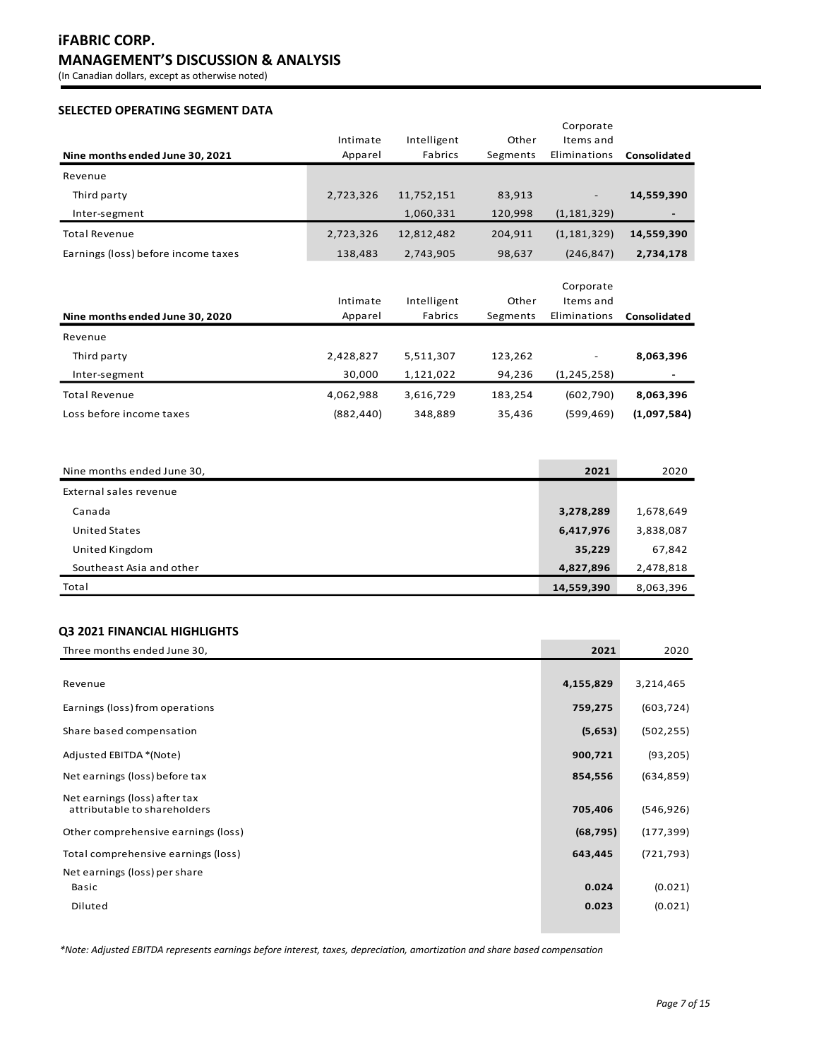## SELECTED OPERATING SEGMENT DATA

| Nine months ended June 30, 2021 | Intimate Apparel | Intelligent Fabrics | Other Segments | Corporate Items and Eliminations | Consolidated |
|---|---|---|---|---|---|
| Revenue | | | | | |
| Third party | 2,723,326 | 11,752,151 | 83,913 | - | **14,559,390** |
| Inter-segment | | 1,060,331 | 120,998 | (1,181,329) | **-** |
| Total Revenue | 2,723,326 | 12,812,482 | 204,911 | (1,181,329) | **14,559,390** |
| Earnings (loss) before income taxes | 138,483 | 2,743,905 | 98,637 | (246,847) | **2,734,178** |

| Nine months ended June 30, 2020 | Intimate Apparel | Intelligent Fabrics | Other Segments | Corporate Items and Eliminations | Consolidated |
|---|---|---|---|---|---|
| Revenue | | | | | |
| Third party | 2,428,827 | 5,511,307 | 123,262 | - | **8,063,396** |
| Inter-segment | 30,000 | 1,121,022 | 94,236 | (1,245,258) | **-** |
| Total Revenue | 4,062,988 | 3,616,729 | 183,254 | (602,790) | **8,063,396** |
| Loss before income taxes | (882,440) | 348,889 | 35,436 | (599,469) | **(1,097,584)** |

| Nine months ended June 30, | 2021 | 2020 |
|---|---|---|
| External sales revenue | | |
| Canada | **3,278,289** | 1,678,649 |
| United States | **6,417,976** | 3,838,087 |
| United Kingdom | **35,229** | 67,842 |
| Southeast Asia and other | **4,827,896** | 2,478,818 |
| Total | **14,559,390** | 8,063,396 |

## Q3 2021 FINANCIAL HIGHLIGHTS

| Three months ended June 30, | 2021 | 2020 |
|---|---|---|
| Revenue | **4,155,829** | 3,214,465 |
| Earnings (loss) from operations | **759,275** | (603,724) |
| Share based compensation | **(5,653)** | (502,255) |
| Adjusted EBITDA *(Note) | **900,721** | (93,205) |
| Net earnings (loss) before tax | **854,556** | (634,859) |
| Net earnings (loss) after tax attributable to shareholders | **705,406** | (546,926) |
| Other comprehensive earnings (loss) | **(68,795)** | (177,399) |
| Total comprehensive earnings (loss) | **643,445** | (721,793) |
| Net earnings (loss) per share | | |
| Basic | **0.024** | (0.021) |
| Diluted | **0.023** | (0.021) |

*\*Note: Adjusted EBITDA represents earnings before interest, taxes, depreciation, amortization and share based compensation*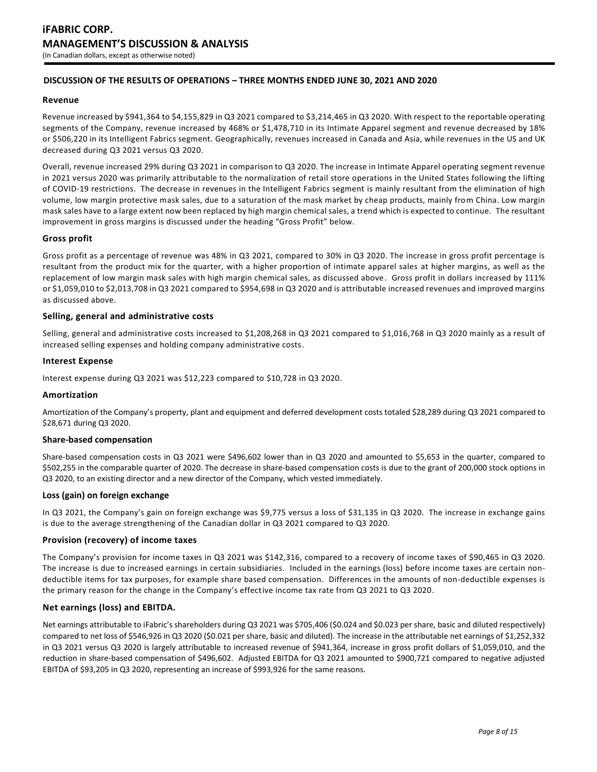## DISCUSSION OF THE RESULTS OF OPERATIONS – THREE MONTHS ENDED JUNE 30, 2021 AND 2020

### Revenue

Revenue increased by $941,364 to $4,155,829 in Q3 2021 compared to $3,214,465 in Q3 2020. With respect to the reportable operating segments of the Company, revenue increased by 468% or $1,478,710 in its Intimate Apparel segment and revenue decreased by 18% or $506,220 in its Intelligent Fabrics segment. Geographically, revenues increased in Canada and Asia, while revenues in the US and UK decreased during Q3 2021 versus Q3 2020.

Overall, revenue increased 29% during Q3 2021 in comparison to Q3 2020. The increase in Intimate Apparel operating segment revenue in 2021 versus 2020 was primarily attributable to the normalization of retail store operations in the United States following the lifting of COVID-19 restrictions. The decrease in revenues in the Intelligent Fabrics segment is mainly resultant from the elimination of high volume, low margin protective mask sales, due to a saturation of the mask market by cheap products, mainly from China. Low margin mask sales have to a large extent now been replaced by high margin chemical sales, a trend which is expected to continue. The resultant improvement in gross margins is discussed under the heading "Gross Profit" below.

### Gross profit

Gross profit as a percentage of revenue was 48% in Q3 2021, compared to 30% in Q3 2020. The increase in gross profit percentage is resultant from the product mix for the quarter, with a higher proportion of intimate apparel sales at higher margins, as well as the replacement of low margin mask sales with high margin chemical sales, as discussed above. Gross profit in dollars increased by 111% or $1,059,010 to $2,013,708 in Q3 2021 compared to $954,698 in Q3 2020 and is attributable increased revenues and improved margins as discussed above.

### Selling, general and administrative costs

Selling, general and administrative costs increased to $1,208,268 in Q3 2021 compared to $1,016,768 in Q3 2020 mainly as a result of increased selling expenses and holding company administrative costs.

### Interest Expense

Interest expense during Q3 2021 was $12,223 compared to $10,728 in Q3 2020.

### Amortization

Amortization of the Company's property, plant and equipment and deferred development costs totaled $28,289 during Q3 2021 compared to $28,671 during Q3 2020.

### Share-based compensation

Share-based compensation costs in Q3 2021 were $496,602 lower than in Q3 2020 and amounted to $5,653 in the quarter, compared to $502,255 in the comparable quarter of 2020. The decrease in share-based compensation costs is due to the grant of 200,000 stock options in Q3 2020, to an existing director and a new director of the Company, which vested immediately.

### Loss (gain) on foreign exchange

In Q3 2021, the Company's gain on foreign exchange was $9,775 versus a loss of $31,135 in Q3 2020. The increase in exchange gains is due to the average strengthening of the Canadian dollar in Q3 2021 compared to Q3 2020.

### Provision (recovery) of income taxes

The Company's provision for income taxes in Q3 2021 was $142,316, compared to a recovery of income taxes of $90,465 in Q3 2020. The increase is due to increased earnings in certain subsidiaries. Included in the earnings (loss) before income taxes are certain non-deductible items for tax purposes, for example share based compensation. Differences in the amounts of non-deductible expenses is the primary reason for the change in the Company's effective income tax rate from Q3 2021 to Q3 2020.

### Net earnings (loss) and EBITDA.

Net earnings attributable to iFabric's shareholders during Q3 2021 was $705,406 ($0.024 and $0.023 per share, basic and diluted respectively) compared to net loss of $546,926 in Q3 2020 ($0.021 per share, basic and diluted). The increase in the attributable net earnings of $1,252,332 in Q3 2021 versus Q3 2020 is largely attributable to increased revenue of $941,364, increase in gross profit dollars of $1,059,010, and the reduction in share-based compensation of $496,602. Adjusted EBITDA for Q3 2021 amounted to $900,721 compared to negative adjusted EBITDA of $93,205 in Q3 2020, representing an increase of $993,926 for the same reasons.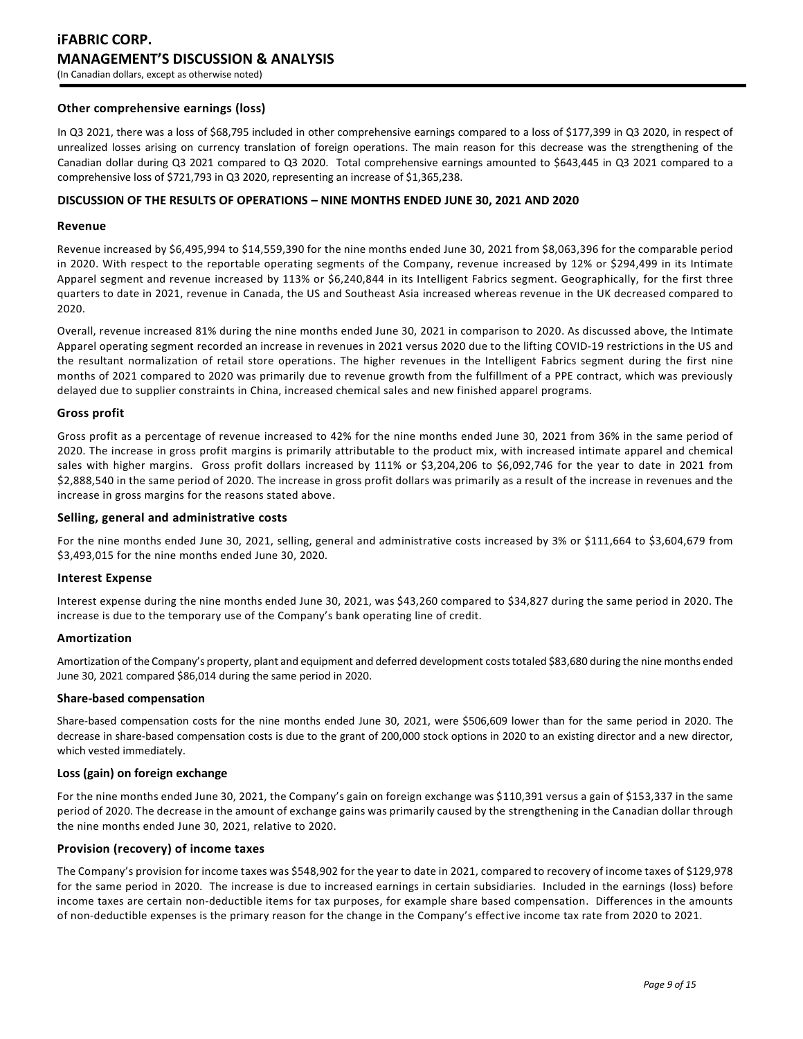### Other comprehensive earnings (loss)

In Q3 2021, there was a loss of $68,795 included in other comprehensive earnings compared to a loss of $177,399 in Q3 2020, in respect of unrealized losses arising on currency translation of foreign operations. The main reason for this decrease was the strengthening of the Canadian dollar during Q3 2021 compared to Q3 2020. Total comprehensive earnings amounted to $643,445 in Q3 2021 compared to a comprehensive loss of $721,793 in Q3 2020, representing an increase of $1,365,238.

## DISCUSSION OF THE RESULTS OF OPERATIONS – NINE MONTHS ENDED JUNE 30, 2021 AND 2020

### Revenue

Revenue increased by $6,495,994 to $14,559,390 for the nine months ended June 30, 2021 from $8,063,396 for the comparable period in 2020. With respect to the reportable operating segments of the Company, revenue increased by 12% or $294,499 in its Intimate Apparel segment and revenue increased by 113% or $6,240,844 in its Intelligent Fabrics segment. Geographically, for the first three quarters to date in 2021, revenue in Canada, the US and Southeast Asia increased whereas revenue in the UK decreased compared to 2020.

Overall, revenue increased 81% during the nine months ended June 30, 2021 in comparison to 2020. As discussed above, the Intimate Apparel operating segment recorded an increase in revenues in 2021 versus 2020 due to the lifting COVID-19 restrictions in the US and the resultant normalization of retail store operations. The higher revenues in the Intelligent Fabrics segment during the first nine months of 2021 compared to 2020 was primarily due to revenue growth from the fulfillment of a PPE contract, which was previously delayed due to supplier constraints in China, increased chemical sales and new finished apparel programs.

### Gross profit

Gross profit as a percentage of revenue increased to 42% for the nine months ended June 30, 2021 from 36% in the same period of 2020. The increase in gross profit margins is primarily attributable to the product mix, with increased intimate apparel and chemical sales with higher margins. Gross profit dollars increased by 111% or $3,204,206 to $6,092,746 for the year to date in 2021 from $2,888,540 in the same period of 2020. The increase in gross profit dollars was primarily as a result of the increase in revenues and the increase in gross margins for the reasons stated above.

### Selling, general and administrative costs

For the nine months ended June 30, 2021, selling, general and administrative costs increased by 3% or $111,664 to $3,604,679 from $3,493,015 for the nine months ended June 30, 2020.

### Interest Expense

Interest expense during the nine months ended June 30, 2021, was $43,260 compared to $34,827 during the same period in 2020. The increase is due to the temporary use of the Company's bank operating line of credit.

### Amortization

Amortization of the Company's property, plant and equipment and deferred development costs totaled $83,680 during the nine months ended June 30, 2021 compared $86,014 during the same period in 2020.

### Share-based compensation

Share-based compensation costs for the nine months ended June 30, 2021, were $506,609 lower than for the same period in 2020. The decrease in share-based compensation costs is due to the grant of 200,000 stock options in 2020 to an existing director and a new director, which vested immediately.

### Loss (gain) on foreign exchange

For the nine months ended June 30, 2021, the Company's gain on foreign exchange was $110,391 versus a gain of $153,337 in the same period of 2020. The decrease in the amount of exchange gains was primarily caused by the strengthening in the Canadian dollar through the nine months ended June 30, 2021, relative to 2020.

### Provision (recovery) of income taxes

The Company's provision for income taxes was $548,902 for the year to date in 2021, compared to recovery of income taxes of $129,978 for the same period in 2020. The increase is due to increased earnings in certain subsidiaries. Included in the earnings (loss) before income taxes are certain non-deductible items for tax purposes, for example share based compensation. Differences in the amounts of non-deductible expenses is the primary reason for the change in the Company's effective income tax rate from 2020 to 2021.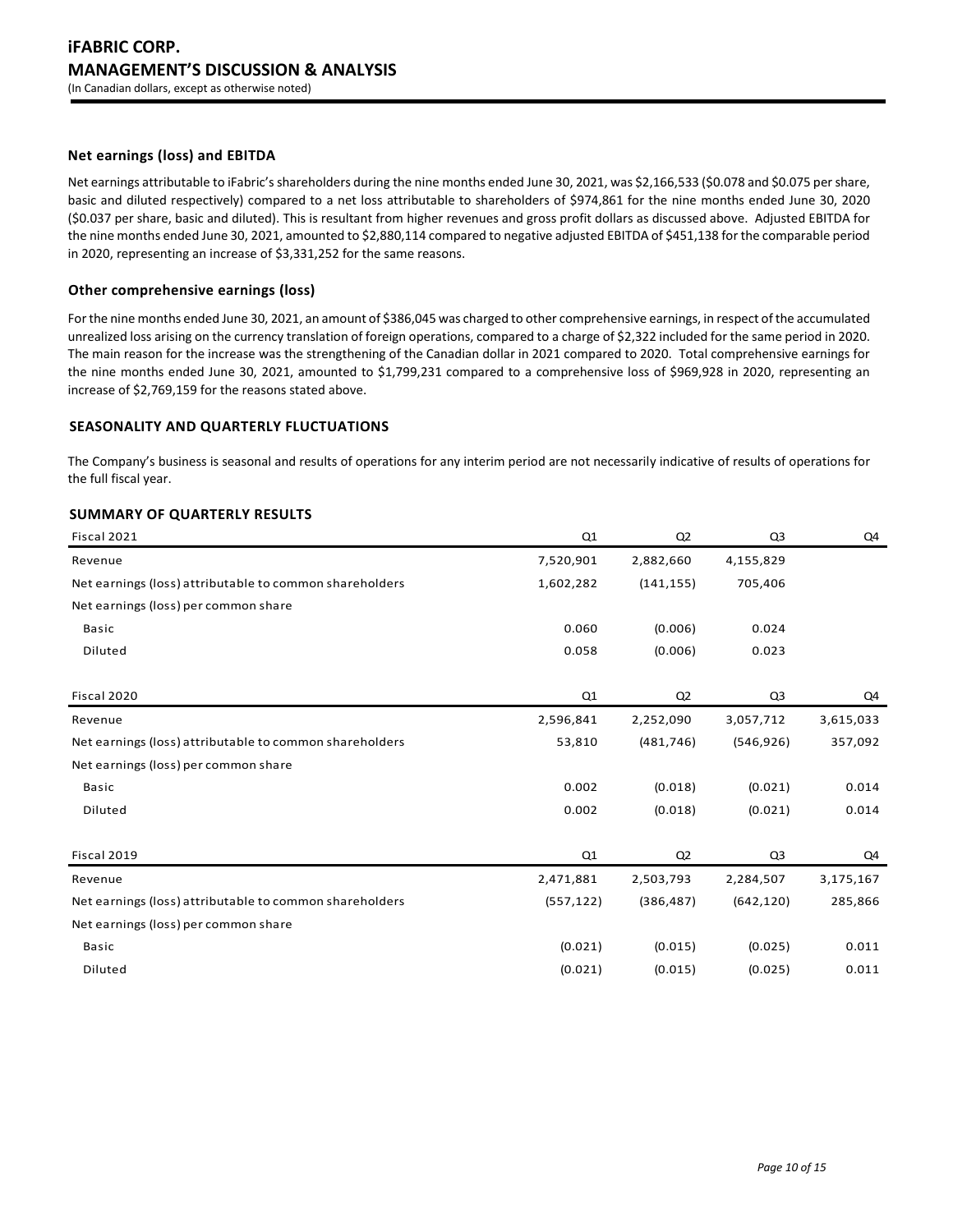### Net earnings (loss) and EBITDA

Net earnings attributable to iFabric's shareholders during the nine months ended June 30, 2021, was $2,166,533 ($0.078 and $0.075 per share, basic and diluted respectively) compared to a net loss attributable to shareholders of $974,861 for the nine months ended June 30, 2020 ($0.037 per share, basic and diluted). This is resultant from higher revenues and gross profit dollars as discussed above. Adjusted EBITDA for the nine months ended June 30, 2021, amounted to $2,880,114 compared to negative adjusted EBITDA of $451,138 for the comparable period in 2020, representing an increase of $3,331,252 for the same reasons.

### Other comprehensive earnings (loss)

For the nine months ended June 30, 2021, an amount of $386,045 was charged to other comprehensive earnings, in respect of the accumulated unrealized loss arising on the currency translation of foreign operations, compared to a charge of $2,322 included for the same period in 2020. The main reason for the increase was the strengthening of the Canadian dollar in 2021 compared to 2020. Total comprehensive earnings for the nine months ended June 30, 2021, amounted to $1,799,231 compared to a comprehensive loss of $969,928 in 2020, representing an increase of $2,769,159 for the reasons stated above.

## SEASONALITY AND QUARTERLY FLUCTUATIONS

The Company's business is seasonal and results of operations for any interim period are not necessarily indicative of results of operations for the full fiscal year.

## SUMMARY OF QUARTERLY RESULTS

| Fiscal 2021 | Q1 | Q2 | Q3 | Q4 |
|---|---|---|---|---|
| Revenue | 7,520,901 | 2,882,660 | 4,155,829 | |
| Net earnings (loss) attributable to common shareholders | 1,602,282 | (141,155) | 705,406 | |
| Net earnings (loss) per common share | | | | |
| Basic | 0.060 | (0.006) | 0.024 | |
| Diluted | 0.058 | (0.006) | 0.023 | |

| Fiscal 2020 | Q1 | Q2 | Q3 | Q4 |
|---|---|---|---|---|
| Revenue | 2,596,841 | 2,252,090 | 3,057,712 | 3,615,033 |
| Net earnings (loss) attributable to common shareholders | 53,810 | (481,746) | (546,926) | 357,092 |
| Net earnings (loss) per common share | | | | |
| Basic | 0.002 | (0.018) | (0.021) | 0.014 |
| Diluted | 0.002 | (0.018) | (0.021) | 0.014 |

| Fiscal 2019 | Q1 | Q2 | Q3 | Q4 |
|---|---|---|---|---|
| Revenue | 2,471,881 | 2,503,793 | 2,284,507 | 3,175,167 |
| Net earnings (loss) attributable to common shareholders | (557,122) | (386,487) | (642,120) | 285,866 |
| Net earnings (loss) per common share | | | | |
| Basic | (0.021) | (0.015) | (0.025) | 0.011 |
| Diluted | (0.021) | (0.015) | (0.025) | 0.011 |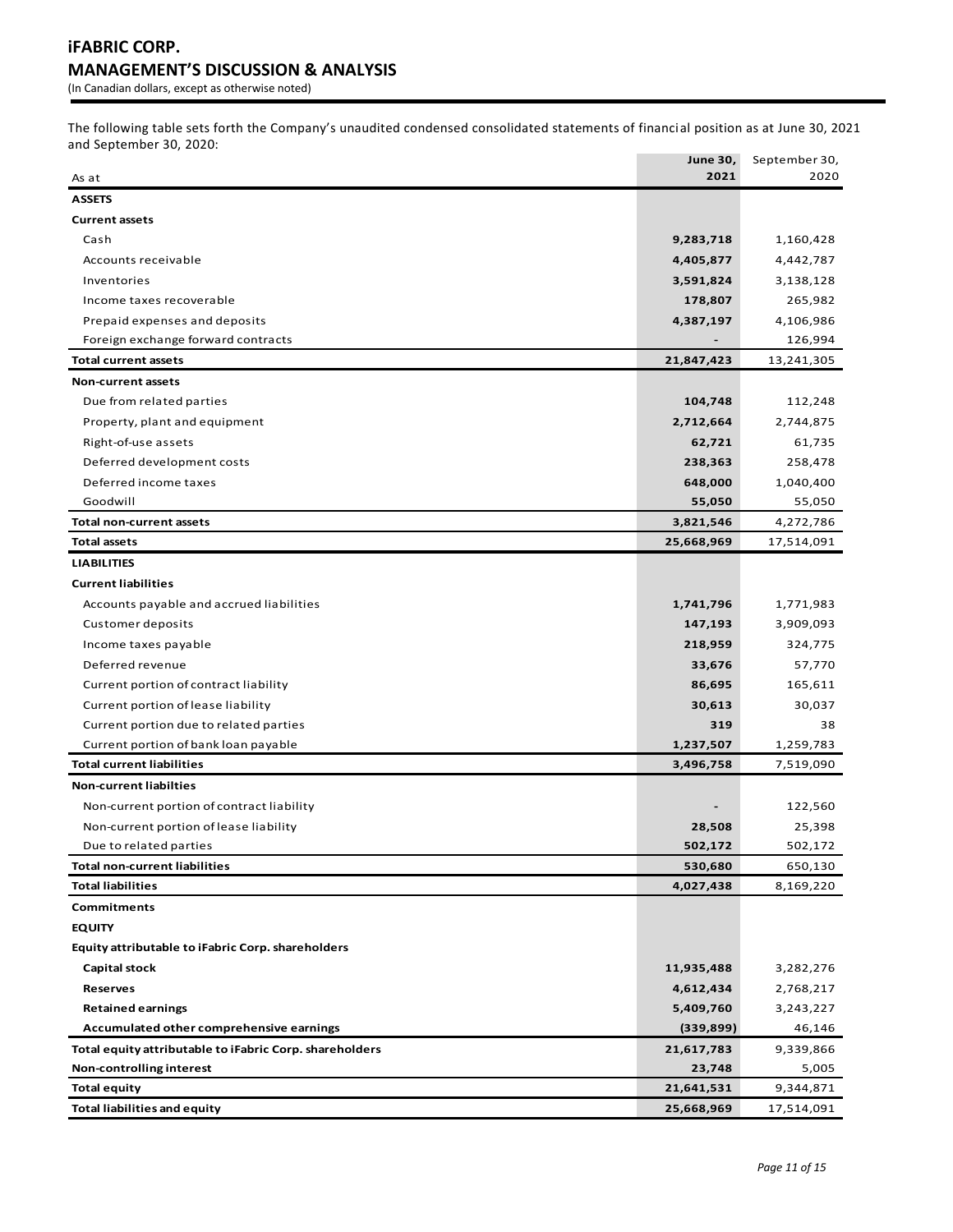The following table sets forth the Company's unaudited condensed consolidated statements of financial position as at June 30, 2021 and September 30, 2020:

| As at | June 30, 2021 | September 30, 2020 |
|---|---|---|
| **ASSETS** | | |
| **Current assets** | | |
| Cash | **9,283,718** | 1,160,428 |
| Accounts receivable | **4,405,877** | 4,442,787 |
| Inventories | **3,591,824** | 3,138,128 |
| Income taxes recoverable | **178,807** | 265,982 |
| Prepaid expenses and deposits | **4,387,197** | 4,106,986 |
| Foreign exchange forward contracts | **-** | 126,994 |
| **Total current assets** | **21,847,423** | 13,241,305 |
| **Non-current assets** | | |
| Due from related parties | **104,748** | 112,248 |
| Property, plant and equipment | **2,712,664** | 2,744,875 |
| Right-of-use assets | **62,721** | 61,735 |
| Deferred development costs | **238,363** | 258,478 |
| Deferred income taxes | **648,000** | 1,040,400 |
| Goodwill | **55,050** | 55,050 |
| **Total non-current assets** | **3,821,546** | 4,272,786 |
| **Total assets** | **25,668,969** | 17,514,091 |
| **LIABILITIES** | | |
| **Current liabilities** | | |
| Accounts payable and accrued liabilities | **1,741,796** | 1,771,983 |
| Customer deposits | **147,193** | 3,909,093 |
| Income taxes payable | **218,959** | 324,775 |
| Deferred revenue | **33,676** | 57,770 |
| Current portion of contract liability | **86,695** | 165,611 |
| Current portion of lease liability | **30,613** | 30,037 |
| Current portion due to related parties | **319** | 38 |
| Current portion of bank loan payable | **1,237,507** | 1,259,783 |
| **Total current liabilities** | **3,496,758** | 7,519,090 |
| **Non-current liabilties** | | |
| Non-current portion of contract liability | **-** | 122,560 |
| Non-current portion of lease liability | **28,508** | 25,398 |
| Due to related parties | **502,172** | 502,172 |
| **Total non-current liabilities** | **530,680** | 650,130 |
| **Total liabilities** | **4,027,438** | 8,169,220 |
| **Commitments** | | |
| **EQUITY** | | |
| **Equity attributable to iFabric Corp. shareholders** | | |
| **Capital stock** | **11,935,488** | 3,282,276 |
| **Reserves** | **4,612,434** | 2,768,217 |
| **Retained earnings** | **5,409,760** | 3,243,227 |
| **Accumulated other comprehensive earnings** | **(339,899)** | 46,146 |
| **Total equity attributable to iFabric Corp. shareholders** | **21,617,783** | 9,339,866 |
| **Non-controlling interest** | **23,748** | 5,005 |
| **Total equity** | **21,641,531** | 9,344,871 |
| **Total liabilities and equity** | **25,668,969** | 17,514,091 |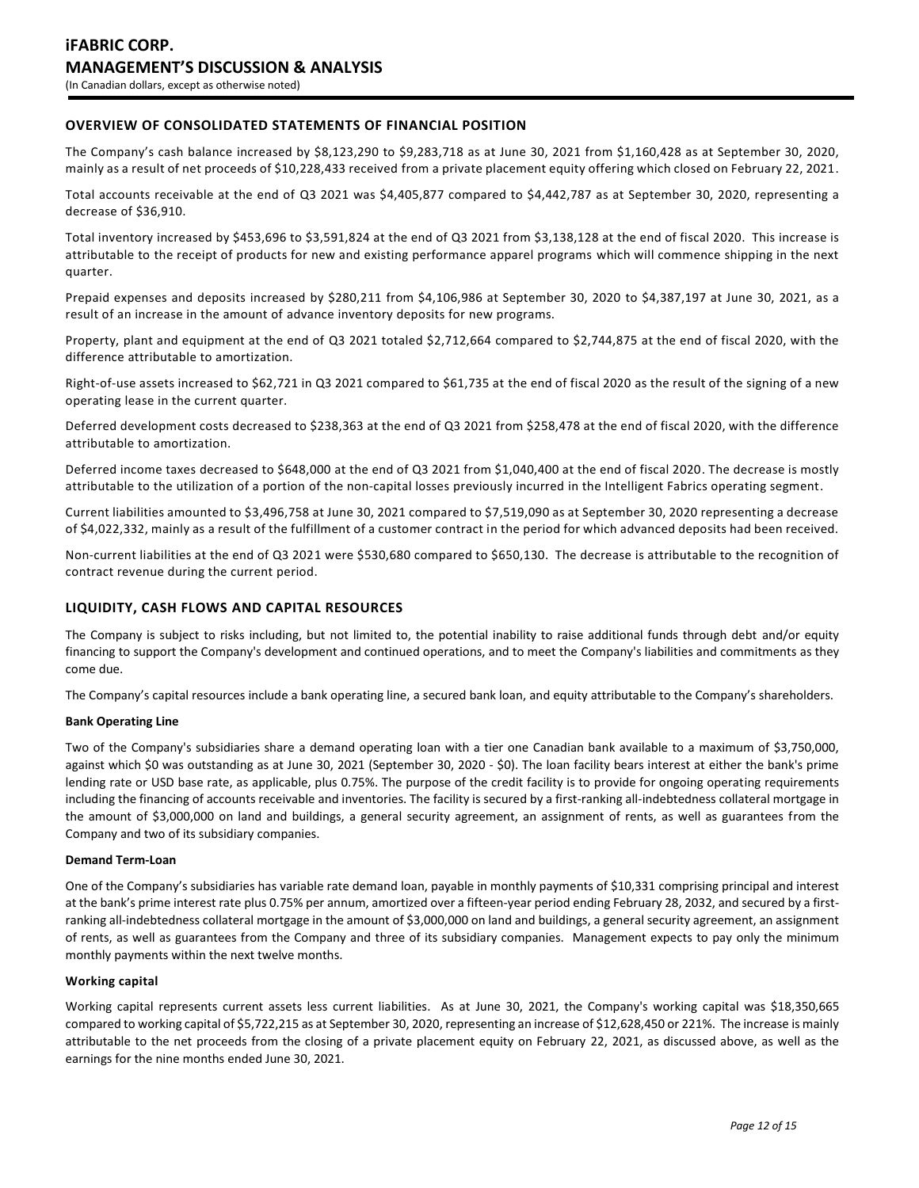## OVERVIEW OF CONSOLIDATED STATEMENTS OF FINANCIAL POSITION

The Company's cash balance increased by $8,123,290 to $9,283,718 as at June 30, 2021 from $1,160,428 as at September 30, 2020, mainly as a result of net proceeds of $10,228,433 received from a private placement equity offering which closed on February 22, 2021.

Total accounts receivable at the end of Q3 2021 was $4,405,877 compared to $4,442,787 as at September 30, 2020, representing a decrease of $36,910.

Total inventory increased by $453,696 to $3,591,824 at the end of Q3 2021 from $3,138,128 at the end of fiscal 2020. This increase is attributable to the receipt of products for new and existing performance apparel programs which will commence shipping in the next quarter.

Prepaid expenses and deposits increased by $280,211 from $4,106,986 at September 30, 2020 to $4,387,197 at June 30, 2021, as a result of an increase in the amount of advance inventory deposits for new programs.

Property, plant and equipment at the end of Q3 2021 totaled $2,712,664 compared to $2,744,875 at the end of fiscal 2020, with the difference attributable to amortization.

Right-of-use assets increased to $62,721 in Q3 2021 compared to $61,735 at the end of fiscal 2020 as the result of the signing of a new operating lease in the current quarter.

Deferred development costs decreased to $238,363 at the end of Q3 2021 from $258,478 at the end of fiscal 2020, with the difference attributable to amortization.

Deferred income taxes decreased to $648,000 at the end of Q3 2021 from $1,040,400 at the end of fiscal 2020. The decrease is mostly attributable to the utilization of a portion of the non-capital losses previously incurred in the Intelligent Fabrics operating segment.

Current liabilities amounted to $3,496,758 at June 30, 2021 compared to $7,519,090 as at September 30, 2020 representing a decrease of $4,022,332, mainly as a result of the fulfillment of a customer contract in the period for which advanced deposits had been received.

Non-current liabilities at the end of Q3 2021 were $530,680 compared to $650,130. The decrease is attributable to the recognition of contract revenue during the current period.

## LIQUIDITY, CASH FLOWS AND CAPITAL RESOURCES

The Company is subject to risks including, but not limited to, the potential inability to raise additional funds through debt and/or equity financing to support the Company's development and continued operations, and to meet the Company's liabilities and commitments as they come due.

The Company's capital resources include a bank operating line, a secured bank loan, and equity attributable to the Company's shareholders.

**Bank Operating Line**

Two of the Company's subsidiaries share a demand operating loan with a tier one Canadian bank available to a maximum of $3,750,000, against which $0 was outstanding as at June 30, 2021 (September 30, 2020 - $0). The loan facility bears interest at either the bank's prime lending rate or USD base rate, as applicable, plus 0.75%. The purpose of the credit facility is to provide for ongoing operating requirements including the financing of accounts receivable and inventories. The facility is secured by a first-ranking all-indebtedness collateral mortgage in the amount of $3,000,000 on land and buildings, a general security agreement, an assignment of rents, as well as guarantees from the Company and two of its subsidiary companies.

**Demand Term-Loan**

One of the Company's subsidiaries has variable rate demand loan, payable in monthly payments of $10,331 comprising principal and interest at the bank's prime interest rate plus 0.75% per annum, amortized over a fifteen-year period ending February 28, 2032, and secured by a first-ranking all-indebtedness collateral mortgage in the amount of $3,000,000 on land and buildings, a general security agreement, an assignment of rents, as well as guarantees from the Company and three of its subsidiary companies. Management expects to pay only the minimum monthly payments within the next twelve months.

**Working capital**

Working capital represents current assets less current liabilities. As at June 30, 2021, the Company's working capital was $18,350,665 compared to working capital of $5,722,215 as at September 30, 2020, representing an increase of $12,628,450 or 221%. The increase is mainly attributable to the net proceeds from the closing of a private placement equity on February 22, 2021, as discussed above, as well as the earnings for the nine months ended June 30, 2021.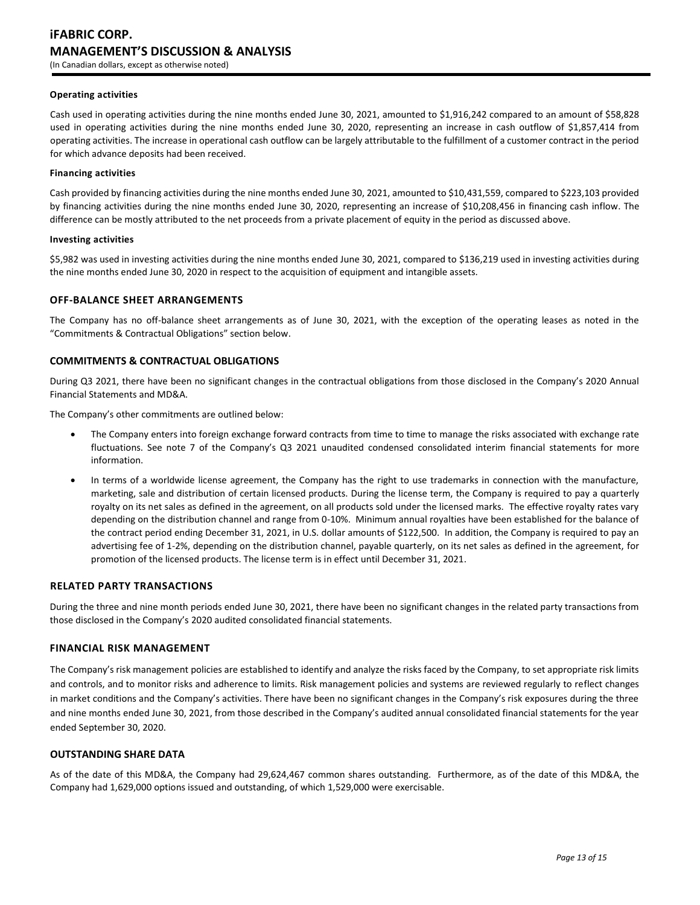**Operating activities**

Cash used in operating activities during the nine months ended June 30, 2021, amounted to $1,916,242 compared to an amount of $58,828 used in operating activities during the nine months ended June 30, 2020, representing an increase in cash outflow of $1,857,414 from operating activities. The increase in operational cash outflow can be largely attributable to the fulfillment of a customer contract in the period for which advance deposits had been received.

**Financing activities**

Cash provided by financing activities during the nine months ended June 30, 2021, amounted to $10,431,559, compared to $223,103 provided by financing activities during the nine months ended June 30, 2020, representing an increase of $10,208,456 in financing cash inflow. The difference can be mostly attributed to the net proceeds from a private placement of equity in the period as discussed above.

**Investing activities**

$5,982 was used in investing activities during the nine months ended June 30, 2021, compared to $136,219 used in investing activities during the nine months ended June 30, 2020 in respect to the acquisition of equipment and intangible assets.

## OFF-BALANCE SHEET ARRANGEMENTS

The Company has no off-balance sheet arrangements as of June 30, 2021, with the exception of the operating leases as noted in the "Commitments & Contractual Obligations" section below.

## COMMITMENTS & CONTRACTUAL OBLIGATIONS

During Q3 2021, there have been no significant changes in the contractual obligations from those disclosed in the Company's 2020 Annual Financial Statements and MD&A.

The Company's other commitments are outlined below:

- The Company enters into foreign exchange forward contracts from time to time to manage the risks associated with exchange rate fluctuations. See note 7 of the Company's Q3 2021 unaudited condensed consolidated interim financial statements for more information.
- In terms of a worldwide license agreement, the Company has the right to use trademarks in connection with the manufacture, marketing, sale and distribution of certain licensed products. During the license term, the Company is required to pay a quarterly royalty on its net sales as defined in the agreement, on all products sold under the licensed marks. The effective royalty rates vary depending on the distribution channel and range from 0-10%. Minimum annual royalties have been established for the balance of the contract period ending December 31, 2021, in U.S. dollar amounts of $122,500. In addition, the Company is required to pay an advertising fee of 1-2%, depending on the distribution channel, payable quarterly, on its net sales as defined in the agreement, for promotion of the licensed products. The license term is in effect until December 31, 2021.

## RELATED PARTY TRANSACTIONS

During the three and nine month periods ended June 30, 2021, there have been no significant changes in the related party transactions from those disclosed in the Company's 2020 audited consolidated financial statements.

## FINANCIAL RISK MANAGEMENT

The Company's risk management policies are established to identify and analyze the risks faced by the Company, to set appropriate risk limits and controls, and to monitor risks and adherence to limits. Risk management policies and systems are reviewed regularly to reflect changes in market conditions and the Company's activities. There have been no significant changes in the Company's risk exposures during the three and nine months ended June 30, 2021, from those described in the Company's audited annual consolidated financial statements for the year ended September 30, 2020.

## OUTSTANDING SHARE DATA

As of the date of this MD&A, the Company had 29,624,467 common shares outstanding. Furthermore, as of the date of this MD&A, the Company had 1,629,000 options issued and outstanding, of which 1,529,000 were exercisable.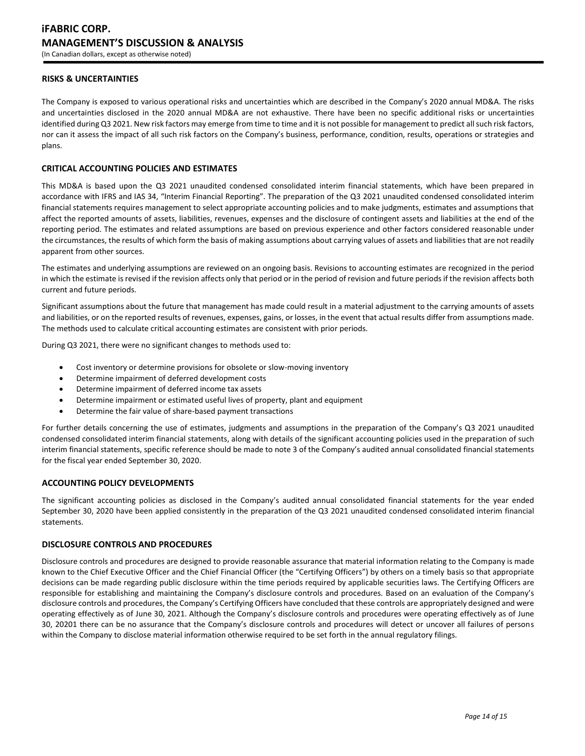## RISKS & UNCERTAINTIES

The Company is exposed to various operational risks and uncertainties which are described in the Company's 2020 annual MD&A. The risks and uncertainties disclosed in the 2020 annual MD&A are not exhaustive. There have been no specific additional risks or uncertainties identified during Q3 2021. New risk factors may emerge from time to time and it is not possible for management to predict all such risk factors, nor can it assess the impact of all such risk factors on the Company's business, performance, condition, results, operations or strategies and plans.

## CRITICAL ACCOUNTING POLICIES AND ESTIMATES

This MD&A is based upon the Q3 2021 unaudited condensed consolidated interim financial statements, which have been prepared in accordance with IFRS and IAS 34, "Interim Financial Reporting". The preparation of the Q3 2021 unaudited condensed consolidated interim financial statements requires management to select appropriate accounting policies and to make judgments, estimates and assumptions that affect the reported amounts of assets, liabilities, revenues, expenses and the disclosure of contingent assets and liabilities at the end of the reporting period. The estimates and related assumptions are based on previous experience and other factors considered reasonable under the circumstances, the results of which form the basis of making assumptions about carrying values of assets and liabilities that are not readily apparent from other sources.

The estimates and underlying assumptions are reviewed on an ongoing basis. Revisions to accounting estimates are recognized in the period in which the estimate is revised if the revision affects only that period or in the period of revision and future periods if the revision affects both current and future periods.

Significant assumptions about the future that management has made could result in a material adjustment to the carrying amounts of assets and liabilities, or on the reported results of revenues, expenses, gains, or losses, in the event that actual results differ from assumptions made. The methods used to calculate critical accounting estimates are consistent with prior periods.

During Q3 2021, there were no significant changes to methods used to:

- Cost inventory or determine provisions for obsolete or slow-moving inventory
- Determine impairment of deferred development costs
- Determine impairment of deferred income tax assets
- Determine impairment or estimated useful lives of property, plant and equipment
- Determine the fair value of share-based payment transactions

For further details concerning the use of estimates, judgments and assumptions in the preparation of the Company's Q3 2021 unaudited condensed consolidated interim financial statements, along with details of the significant accounting policies used in the preparation of such interim financial statements, specific reference should be made to note 3 of the Company's audited annual consolidated financial statements for the fiscal year ended September 30, 2020.

## ACCOUNTING POLICY DEVELOPMENTS

The significant accounting policies as disclosed in the Company's audited annual consolidated financial statements for the year ended September 30, 2020 have been applied consistently in the preparation of the Q3 2021 unaudited condensed consolidated interim financial statements.

## DISCLOSURE CONTROLS AND PROCEDURES

Disclosure controls and procedures are designed to provide reasonable assurance that material information relating to the Company is made known to the Chief Executive Officer and the Chief Financial Officer (the "Certifying Officers") by others on a timely basis so that appropriate decisions can be made regarding public disclosure within the time periods required by applicable securities laws. The Certifying Officers are responsible for establishing and maintaining the Company's disclosure controls and procedures. Based on an evaluation of the Company's disclosure controls and procedures, the Company's Certifying Officers have concluded that these controls are appropriately designed and were operating effectively as of June 30, 2021. Although the Company's disclosure controls and procedures were operating effectively as of June 30, 20201 there can be no assurance that the Company's disclosure controls and procedures will detect or uncover all failures of persons within the Company to disclose material information otherwise required to be set forth in the annual regulatory filings.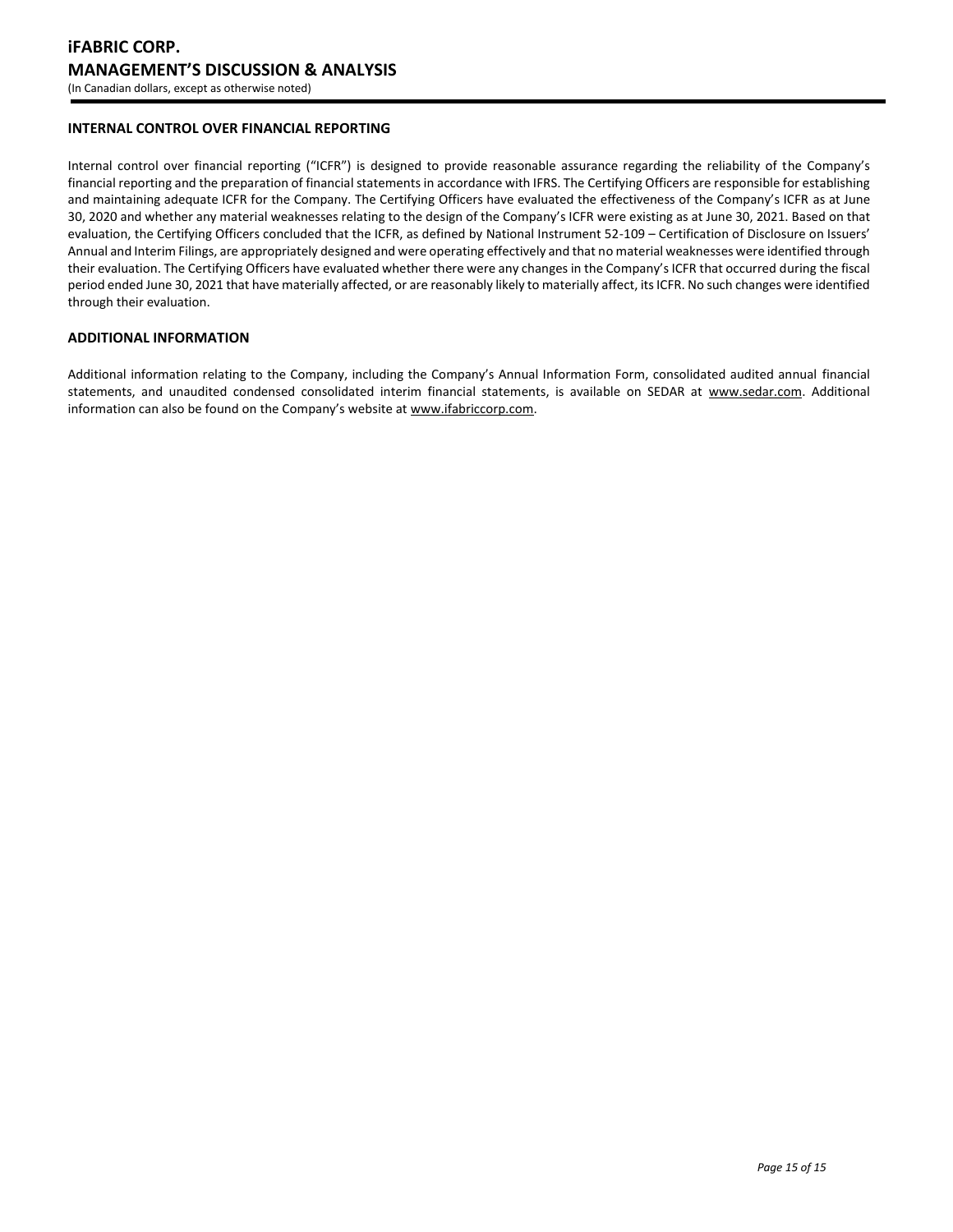## INTERNAL CONTROL OVER FINANCIAL REPORTING

Internal control over financial reporting ("ICFR") is designed to provide reasonable assurance regarding the reliability of the Company's financial reporting and the preparation of financial statements in accordance with IFRS. The Certifying Officers are responsible for establishing and maintaining adequate ICFR for the Company. The Certifying Officers have evaluated the effectiveness of the Company's ICFR as at June 30, 2020 and whether any material weaknesses relating to the design of the Company's ICFR were existing as at June 30, 2021. Based on that evaluation, the Certifying Officers concluded that the ICFR, as defined by National Instrument 52-109 – Certification of Disclosure on Issuers' Annual and Interim Filings, are appropriately designed and were operating effectively and that no material weaknesses were identified through their evaluation. The Certifying Officers have evaluated whether there were any changes in the Company's ICFR that occurred during the fiscal period ended June 30, 2021 that have materially affected, or are reasonably likely to materially affect, its ICFR. No such changes were identified through their evaluation.

## ADDITIONAL INFORMATION

Additional information relating to the Company, including the Company's Annual Information Form, consolidated audited annual financial statements, and unaudited condensed consolidated interim financial statements, is available on SEDAR at www.sedar.com. Additional information can also be found on the Company's website at www.ifabriccorp.com.